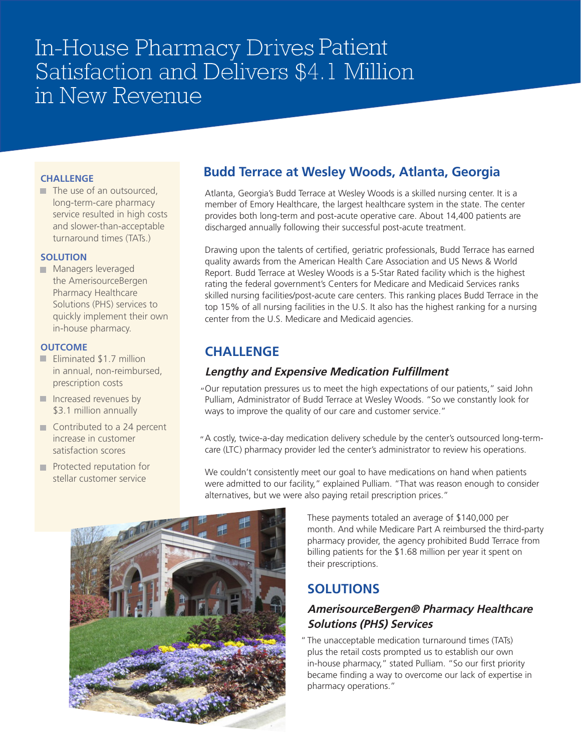# In-House Pharmacy Drives Patient Satisfaction and Delivers $4.1 Million in New Revenue

**CHALLENGE**

- The use of an outsourced, long-term-care pharmacy service resulted in high costs and slower-than-acceptable turnaround times (TATs.)

**SOLUTION**

- Managers leveraged the AmerisourceBergen Pharmacy Healthcare Solutions (PHS) services to quickly implement their own in-house pharmacy.

**OUTCOME**

- Eliminated $1.7 million in annual, non-reimbursed, prescription costs
- Increased revenues by $3.1 million annually
- Contributed to a 24 percent increase in customer satisfaction scores
- Protected reputation for stellar customer service

## Budd Terrace at Wesley Woods, Atlanta, Georgia

Atlanta, Georgia's Budd Terrace at Wesley Woods is a skilled nursing center. It is a member of Emory Healthcare, the largest healthcare system in the state. The center provides both long-term and post-acute operative care. About 14,400 patients are discharged annually following their successful post-acute treatment.

Drawing upon the talents of certified, geriatric professionals, Budd Terrace has earned quality awards from the American Health Care Association and US News & World Report. Budd Terrace at Wesley Woods is a 5-Star Rated facility which is the highest rating the federal government's Centers for Medicare and Medicaid Services ranks skilled nursing facilities/post-acute care centers. This ranking places Budd Terrace in the top 15% of all nursing facilities in the U.S. It also has the highest ranking for a nursing center from the U.S. Medicare and Medicaid agencies.

## CHALLENGE

### *Lengthy and Expensive Medication Fulfillment*

"Our reputation pressures us to meet the high expectations of our patients," said John Pulliam, Administrator of Budd Terrace at Wesley Woods. "So we constantly look for ways to improve the quality of our care and customer service."

"A costly, twice-a-day medication delivery schedule by the center's outsourced long-term-care (LTC) pharmacy provider led the center's administrator to review his operations.

We couldn't consistently meet our goal to have medications on hand when patients were admitted to our facility," explained Pulliam. "That was reason enough to consider alternatives, but we were also paying retail prescription prices."

These payments totaled an average of $140,000 per month. And while Medicare Part A reimbursed the third-party pharmacy provider, the agency prohibited Budd Terrace from billing patients for the $1.68 million per year it spent on their prescriptions.

## SOLUTIONS

### *AmerisourceBergen® Pharmacy Healthcare Solutions (PHS) Services*

"The unacceptable medication turnaround times (TATs) plus the retail costs prompted us to establish our own in-house pharmacy," stated Pulliam. "So our first priority became finding a way to overcome our lack of expertise in pharmacy operations."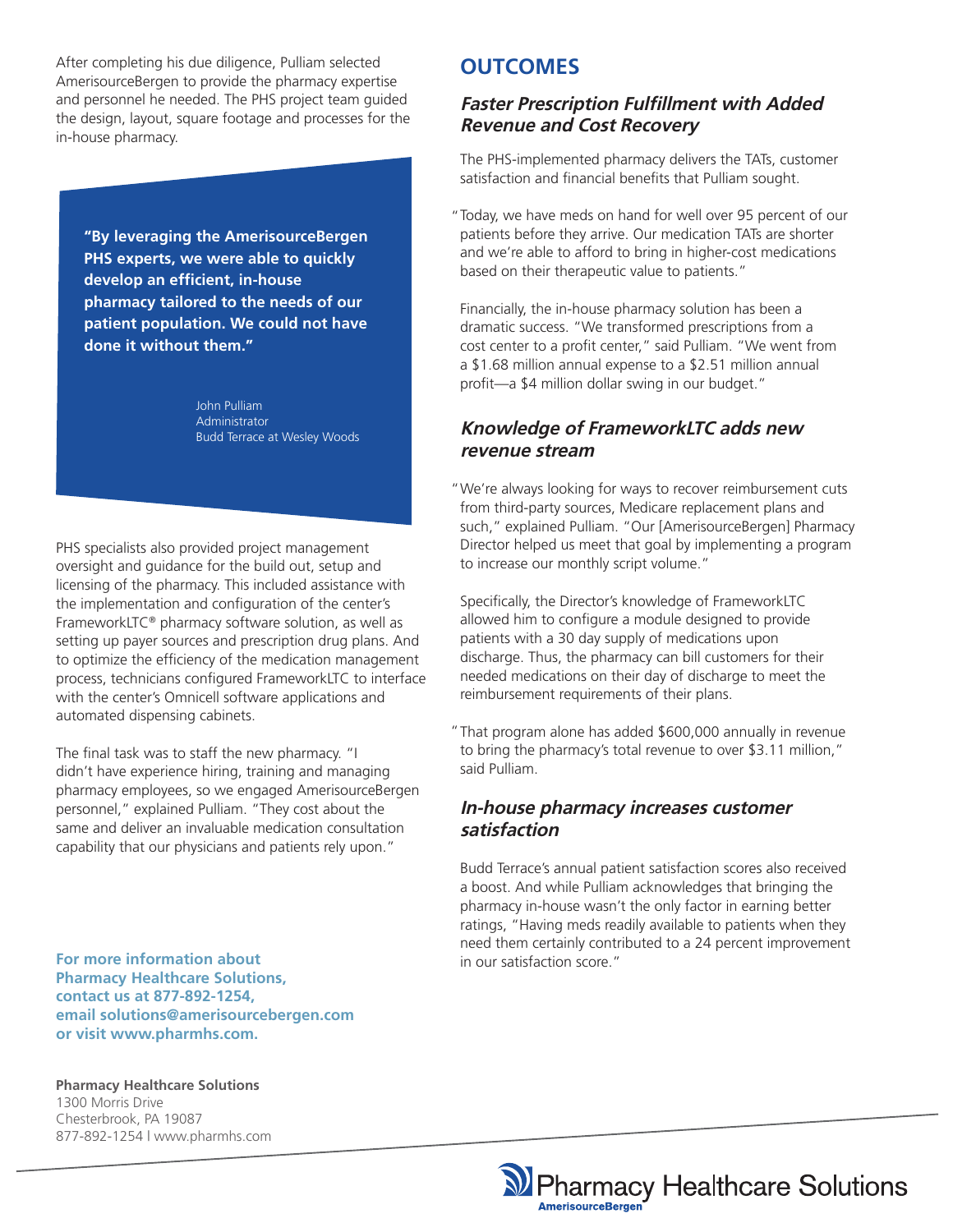After completing his due diligence, Pulliam selected AmerisourceBergen to provide the pharmacy expertise and personnel he needed. The PHS project team guided the design, layout, square footage and processes for the in-house pharmacy.

> **"By leveraging the AmerisourceBergen PHS experts, we were able to quickly develop an efficient, in-house pharmacy tailored to the needs of our patient population. We could not have done it without them."**
>
> John Pulliam
> Administrator
> Budd Terrace at Wesley Woods

PHS specialists also provided project management oversight and guidance for the build out, setup and licensing of the pharmacy. This included assistance with the implementation and configuration of the center's FrameworkLTC® pharmacy software solution, as well as setting up payer sources and prescription drug plans. And to optimize the efficiency of the medication management process, technicians configured FrameworkLTC to interface with the center's Omnicell software applications and automated dispensing cabinets.

The final task was to staff the new pharmacy. "I didn't have experience hiring, training and managing pharmacy employees, so we engaged AmerisourceBergen personnel," explained Pulliam. "They cost about the same and deliver an invaluable medication consultation capability that our physicians and patients rely upon."

## OUTCOMES

### *Faster Prescription Fulfillment with Added Revenue and Cost Recovery*

The PHS-implemented pharmacy delivers the TATs, customer satisfaction and financial benefits that Pulliam sought.

"Today, we have meds on hand for well over 95 percent of our patients before they arrive. Our medication TATs are shorter and we're able to afford to bring in higher-cost medications based on their therapeutic value to patients."

Financially, the in-house pharmacy solution has been a dramatic success. "We transformed prescriptions from a cost center to a profit center," said Pulliam. "We went from a $1.68 million annual expense to a $2.51 million annual profit—a $4 million dollar swing in our budget."

### *Knowledge of FrameworkLTC adds new revenue stream*

"We're always looking for ways to recover reimbursement cuts from third-party sources, Medicare replacement plans and such," explained Pulliam. "Our [AmerisourceBergen] Pharmacy Director helped us meet that goal by implementing a program to increase our monthly script volume."

Specifically, the Director's knowledge of FrameworkLTC allowed him to configure a module designed to provide patients with a 30 day supply of medications upon discharge. Thus, the pharmacy can bill customers for their needed medications on their day of discharge to meet the reimbursement requirements of their plans.

"That program alone has added $600,000 annually in revenue to bring the pharmacy's total revenue to over $3.11 million," said Pulliam.

### *In-house pharmacy increases customer satisfaction*

Budd Terrace's annual patient satisfaction scores also received a boost. And while Pulliam acknowledges that bringing the pharmacy in-house wasn't the only factor in earning better ratings, "Having meds readily available to patients when they need them certainly contributed to a 24 percent improvement in our satisfaction score."

**For more information about Pharmacy Healthcare Solutions, contact us at 877-892-1254, email solutions@amerisourcebergen.com or visit www.pharmhs.com.**

**Pharmacy Healthcare Solutions**
1300 Morris Drive
Chesterbrook, PA 19087
877-892-1254 | www.pharmhs.com

Pharmacy Healthcare Solutions
AmerisourceBergen